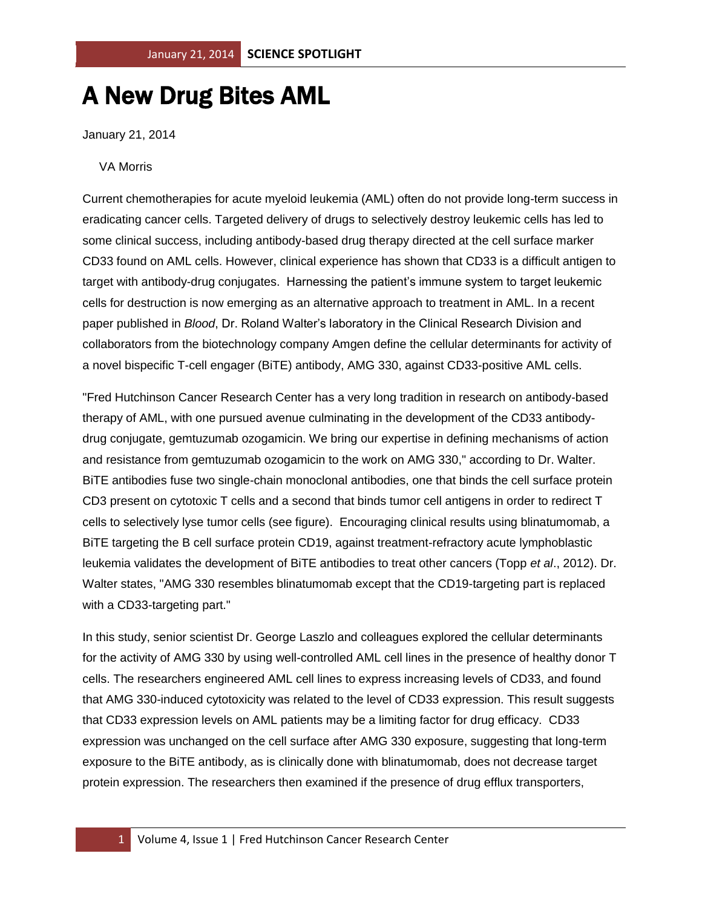# A New Drug Bites AML

January 21, 2014

VA Morris

Current chemotherapies for acute myeloid leukemia (AML) often do not provide long-term success in eradicating cancer cells. Targeted delivery of drugs to selectively destroy leukemic cells has led to some clinical success, including antibody-based drug therapy directed at the cell surface marker CD33 found on AML cells. However, clinical experience has shown that CD33 is a difficult antigen to target with antibody-drug conjugates. Harnessing the patient's immune system to target leukemic cells for destruction is now emerging as an alternative approach to treatment in AML. In a recent paper published in *Blood*, Dr. Roland Walter's laboratory in the Clinical Research Division and collaborators from the biotechnology company Amgen define the cellular determinants for activity of a novel bispecific T-cell engager (BiTE) antibody, AMG 330, against CD33-positive AML cells.

"Fred Hutchinson Cancer Research Center has a very long tradition in research on antibody-based therapy of AML, with one pursued avenue culminating in the development of the CD33 antibody-drug conjugate, gemtuzumab ozogamicin. We bring our expertise in defining mechanisms of action and resistance from gemtuzumab ozogamicin to the work on AMG 330," according to Dr. Walter. BiTE antibodies fuse two single-chain monoclonal antibodies, one that binds the cell surface protein CD3 present on cytotoxic T cells and a second that binds tumor cell antigens in order to redirect T cells to selectively lyse tumor cells (see figure). Encouraging clinical results using blinatumomab, a BiTE targeting the B cell surface protein CD19, against treatment-refractory acute lymphoblastic leukemia validates the development of BiTE antibodies to treat other cancers (Topp *et al*., 2012). Dr. Walter states, "AMG 330 resembles blinatumomab except that the CD19-targeting part is replaced with a CD33-targeting part."

In this study, senior scientist Dr. George Laszlo and colleagues explored the cellular determinants for the activity of AMG 330 by using well-controlled AML cell lines in the presence of healthy donor T cells. The researchers engineered AML cell lines to express increasing levels of CD33, and found that AMG 330-induced cytotoxicity was related to the level of CD33 expression. This result suggests that CD33 expression levels on AML patients may be a limiting factor for drug efficacy. CD33 expression was unchanged on the cell surface after AMG 330 exposure, suggesting that long-term exposure to the BiTE antibody, as is clinically done with blinatumomab, does not decrease target protein expression. The researchers then examined if the presence of drug efflux transporters,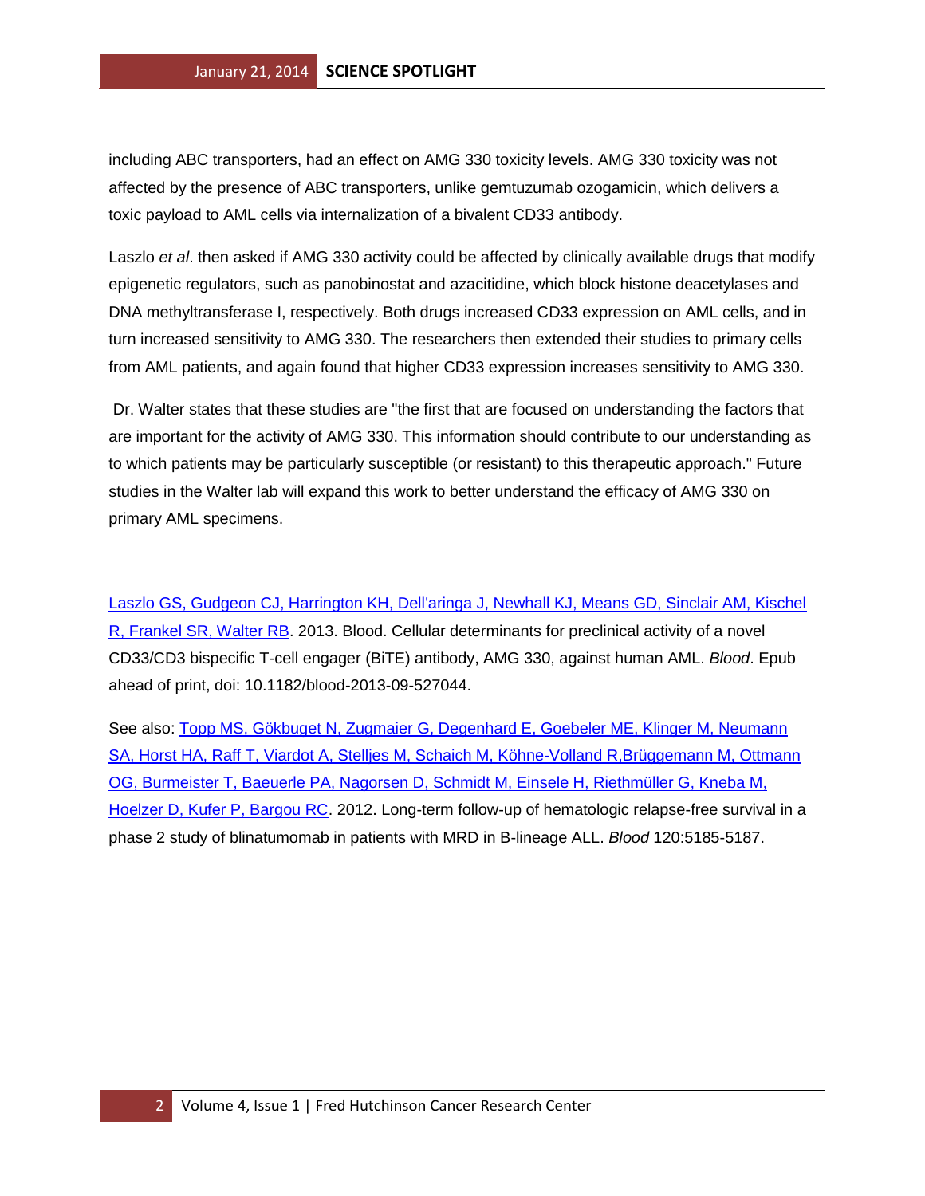including ABC transporters, had an effect on AMG 330 toxicity levels. AMG 330 toxicity was not affected by the presence of ABC transporters, unlike gemtuzumab ozogamicin, which delivers a toxic payload to AML cells via internalization of a bivalent CD33 antibody.

Laszlo *et al*. then asked if AMG 330 activity could be affected by clinically available drugs that modify epigenetic regulators, such as panobinostat and azacitidine, which block histone deacetylases and DNA methyltransferase I, respectively. Both drugs increased CD33 expression on AML cells, and in turn increased sensitivity to AMG 330. The researchers then extended their studies to primary cells from AML patients, and again found that higher CD33 expression increases sensitivity to AMG 330.

Dr. Walter states that these studies are "the first that are focused on understanding the factors that are important for the activity of AMG 330. This information should contribute to our understanding as to which patients may be particularly susceptible (or resistant) to this therapeutic approach." Future studies in the Walter lab will expand this work to better understand the efficacy of AMG 330 on primary AML specimens.

Laszlo GS, Gudgeon CJ, Harrington KH, Dell'aringa J, Newhall KJ, Means GD, Sinclair AM, Kischel R, Frankel SR, Walter RB. 2013. Blood. Cellular determinants for preclinical activity of a novel CD33/CD3 bispecific T-cell engager (BiTE) antibody, AMG 330, against human AML. *Blood*. Epub ahead of print, doi: 10.1182/blood-2013-09-527044.

See also: Topp MS, Gökbuget N, Zugmaier G, Degenhard E, Goebeler ME, Klinger M, Neumann SA, Horst HA, Raff T, Viardot A, Stelljes M, Schaich M, Köhne-Volland R,Brüggemann M, Ottmann OG, Burmeister T, Baeuerle PA, Nagorsen D, Schmidt M, Einsele H, Riethmüller G, Kneba M, Hoelzer D, Kufer P, Bargou RC. 2012. Long-term follow-up of hematologic relapse-free survival in a phase 2 study of blinatumomab in patients with MRD in B-lineage ALL. *Blood* 120:5185-5187.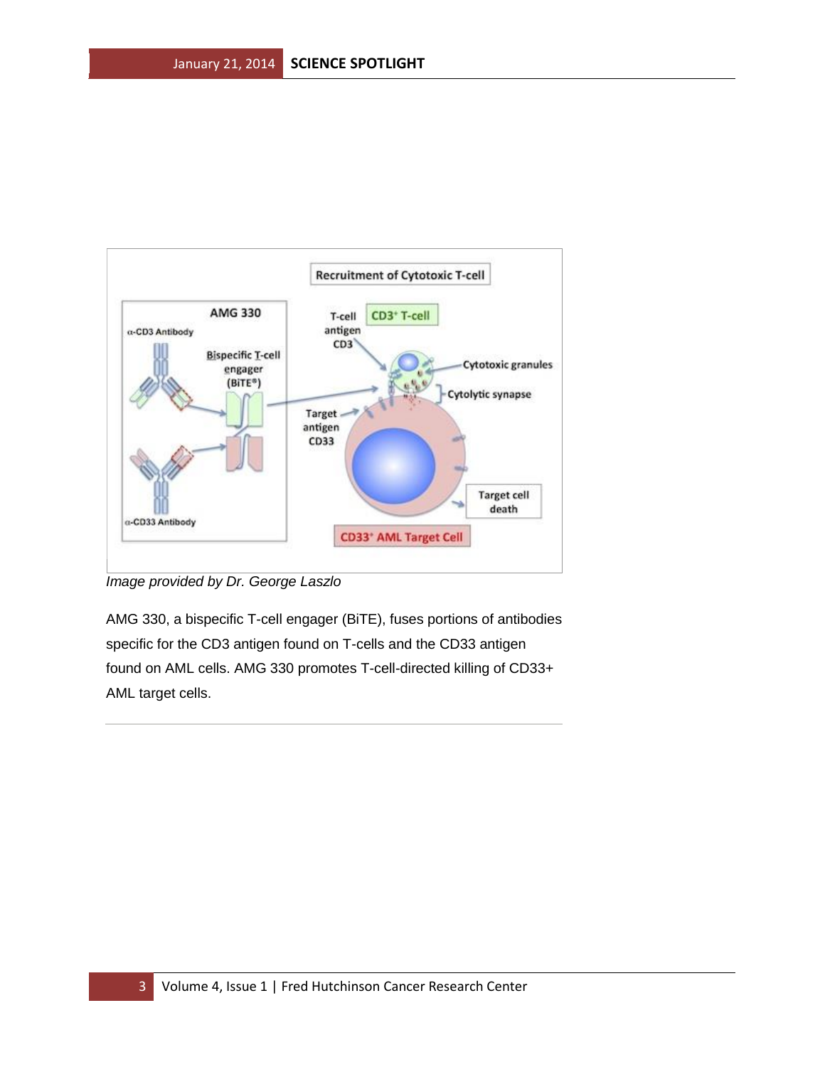Recruitment of Cytotoxic T-cell

AMG 330

α-CD3 Antibody

Bispecific T-cell engager (BiTE®)

α-CD33 Antibody

T-cell antigen CD3

CD3⁺ T-cell

Cytotoxic granules

Cytolytic synapse

Target antigen CD33

Target cell death

CD33⁺ AML Target Cell

*Image provided by Dr. George Laszlo*

AMG 330, a bispecific T-cell engager (BiTE), fuses portions of antibodies specific for the CD3 antigen found on T-cells and the CD33 antigen found on AML cells. AMG 330 promotes T-cell-directed killing of CD33+ AML target cells.